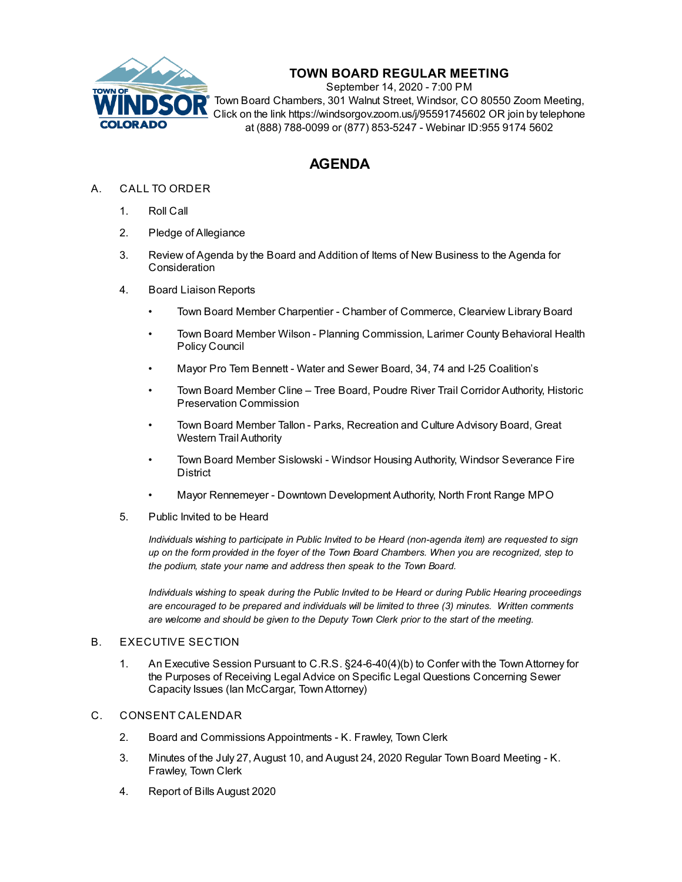# TOWN BOARD REGULAR MEETING

September 14, 2020 - 7:00 PM
Town Board Chambers, 301 Walnut Street, Windsor, CO 80550 Zoom Meeting, Click on the link https://windsorgov.zoom.us/j/95591745602 OR join by telephone at (888) 788-0099 or (877) 853-5247 - Webinar ID:955 9174 5602

## AGENDA

A. CALL TO ORDER

1. Roll Call
2. Pledge of Allegiance
3. Review of Agenda by the Board and Addition of Items of New Business to the Agenda for Consideration
4. Board Liaison Reports
   - Town Board Member Charpentier - Chamber of Commerce, Clearview Library Board
   - Town Board Member Wilson - Planning Commission, Larimer County Behavioral Health Policy Council
   - Mayor Pro Tem Bennett - Water and Sewer Board, 34, 74 and I-25 Coalition's
   - Town Board Member Cline – Tree Board, Poudre River Trail Corridor Authority, Historic Preservation Commission
   - Town Board Member Tallon - Parks, Recreation and Culture Advisory Board, Great Western Trail Authority
   - Town Board Member Sislowski - Windsor Housing Authority, Windsor Severance Fire District
   - Mayor Rennemeyer - Downtown Development Authority, North Front Range MPO
5. Public Invited to be Heard

   *Individuals wishing to participate in Public Invited to be Heard (non-agenda item) are requested to sign up on the form provided in the foyer of the Town Board Chambers. When you are recognized, step to the podium, state your name and address then speak to the Town Board.*

   *Individuals wishing to speak during the Public Invited to be Heard or during Public Hearing proceedings are encouraged to be prepared and individuals will be limited to three (3) minutes. Written comments are welcome and should be given to the Deputy Town Clerk prior to the start of the meeting.*

B. EXECUTIVE SECTION

1. An Executive Session Pursuant to C.R.S. §24-6-40(4)(b) to Confer with the Town Attorney for the Purposes of Receiving Legal Advice on Specific Legal Questions Concerning Sewer Capacity Issues (Ian McCargar, Town Attorney)

C. CONSENT CALENDAR

2. Board and Commissions Appointments - K. Frawley, Town Clerk
3. Minutes of the July 27, August 10, and August 24, 2020 Regular Town Board Meeting - K. Frawley, Town Clerk
4. Report of Bills August 2020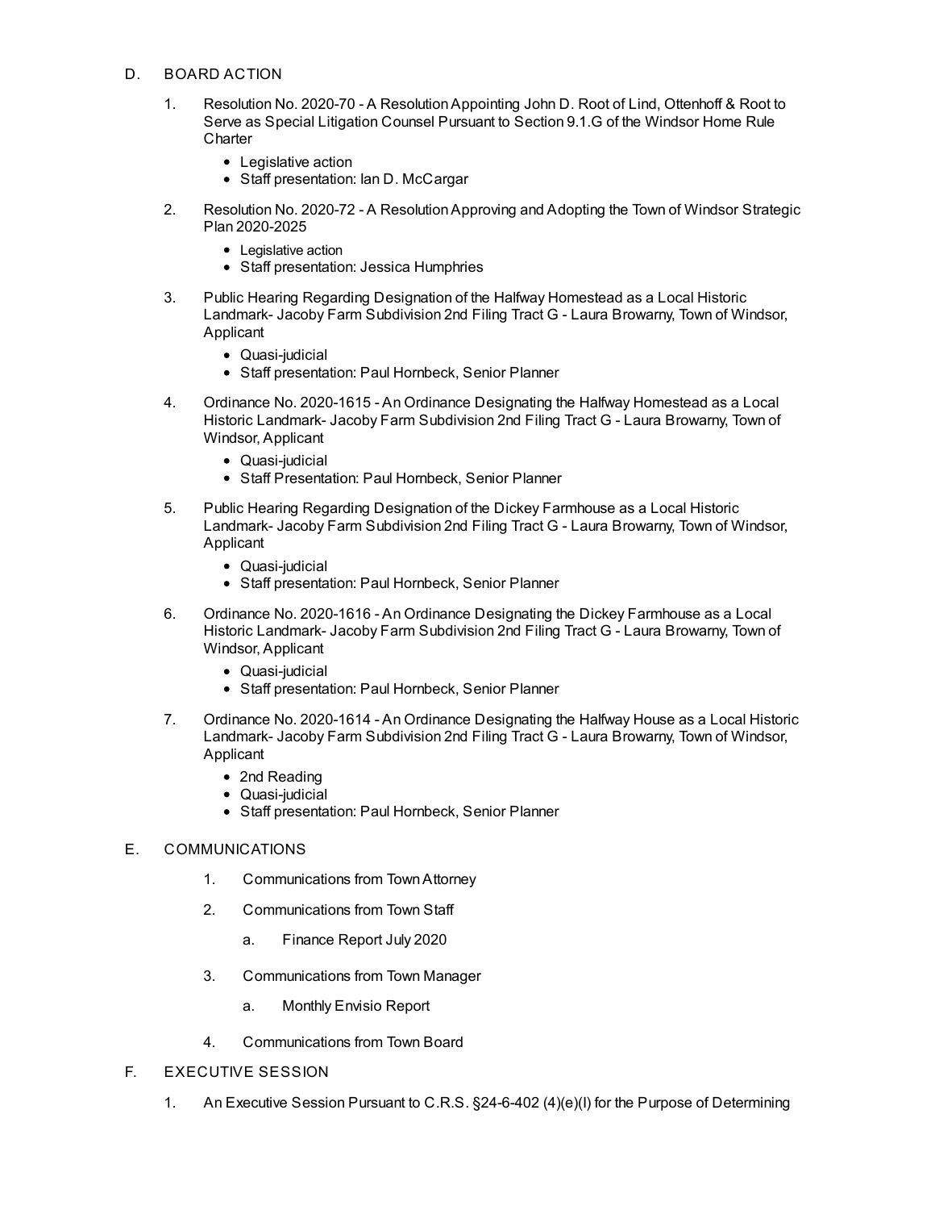D. BOARD ACTION

1. Resolution No. 2020-70 - A Resolution Appointing John D. Root of Lind, Ottenhoff & Root to Serve as Special Litigation Counsel Pursuant to Section 9.1.G of the Windsor Home Rule Charter
   - Legislative action
   - Staff presentation: Ian D. McCargar

2. Resolution No. 2020-72 - A Resolution Approving and Adopting the Town of Windsor Strategic Plan 2020-2025
   - Legislative action
   - Staff presentation: Jessica Humphries

3. Public Hearing Regarding Designation of the Halfway Homestead as a Local Historic Landmark- Jacoby Farm Subdivision 2nd Filing Tract G - Laura Browarny, Town of Windsor, Applicant
   - Quasi-judicial
   - Staff presentation: Paul Hornbeck, Senior Planner

4. Ordinance No. 2020-1615 - An Ordinance Designating the Halfway Homestead as a Local Historic Landmark- Jacoby Farm Subdivision 2nd Filing Tract G - Laura Browarny, Town of Windsor, Applicant
   - Quasi-judicial
   - Staff Presentation: Paul Hornbeck, Senior Planner

5. Public Hearing Regarding Designation of the Dickey Farmhouse as a Local Historic Landmark- Jacoby Farm Subdivision 2nd Filing Tract G - Laura Browarny, Town of Windsor, Applicant
   - Quasi-judicial
   - Staff presentation: Paul Hornbeck, Senior Planner

6. Ordinance No. 2020-1616 - An Ordinance Designating the Dickey Farmhouse as a Local Historic Landmark- Jacoby Farm Subdivision 2nd Filing Tract G - Laura Browarny, Town of Windsor, Applicant
   - Quasi-judicial
   - Staff presentation: Paul Hornbeck, Senior Planner

7. Ordinance No. 2020-1614 - An Ordinance Designating the Halfway House as a Local Historic Landmark- Jacoby Farm Subdivision 2nd Filing Tract G - Laura Browarny, Town of Windsor, Applicant
   - 2nd Reading
   - Quasi-judicial
   - Staff presentation: Paul Hornbeck, Senior Planner

E. COMMUNICATIONS

1. Communications from Town Attorney
2. Communications from Town Staff
   a. Finance Report July 2020
3. Communications from Town Manager
   a. Monthly Envisio Report
4. Communications from Town Board

F. EXECUTIVE SESSION

1. An Executive Session Pursuant to C.R.S. §24-6-402 (4)(e)(I) for the Purpose of Determining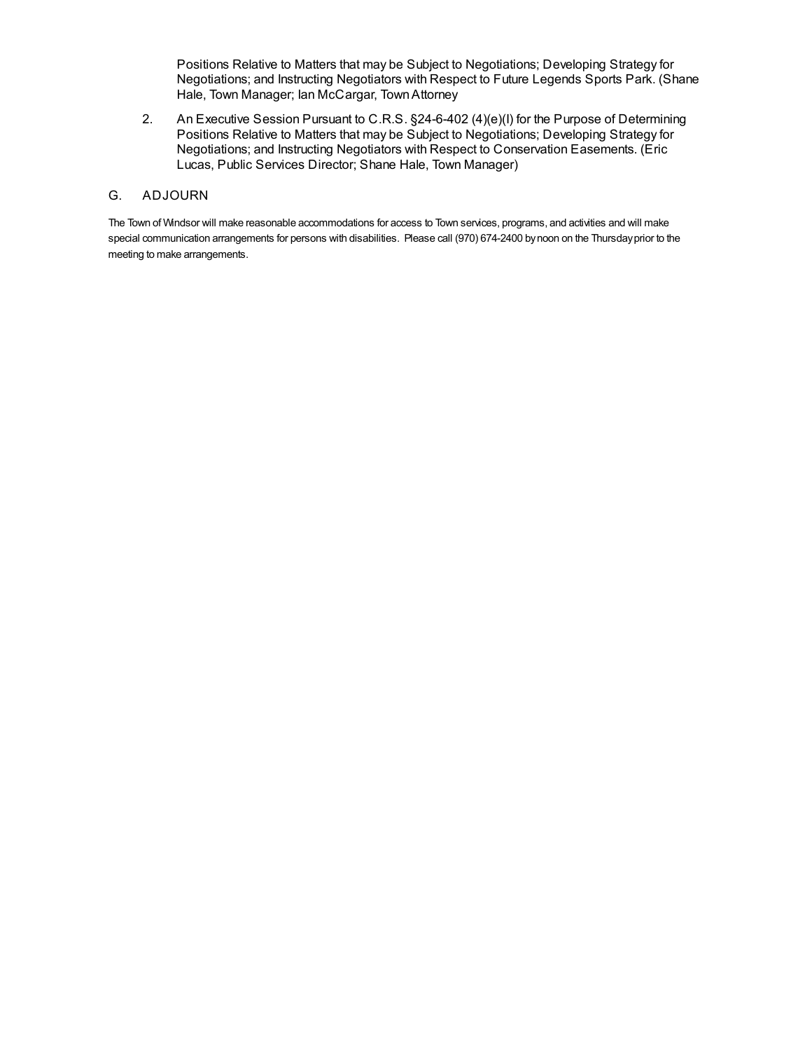Positions Relative to Matters that may be Subject to Negotiations; Developing Strategy for Negotiations; and Instructing Negotiators with Respect to Future Legends Sports Park. (Shane Hale, Town Manager; Ian McCargar, Town Attorney

2. An Executive Session Pursuant to C.R.S. §24-6-402 (4)(e)(I) for the Purpose of Determining Positions Relative to Matters that may be Subject to Negotiations; Developing Strategy for Negotiations; and Instructing Negotiators with Respect to Conservation Easements. (Eric Lucas, Public Services Director; Shane Hale, Town Manager)

## G. ADJOURN

The Town of Windsor will make reasonable accommodations for access to Town services, programs, and activities and will make special communication arrangements for persons with disabilities. Please call (970) 674-2400 by noon on the Thursday prior to the meeting to make arrangements.